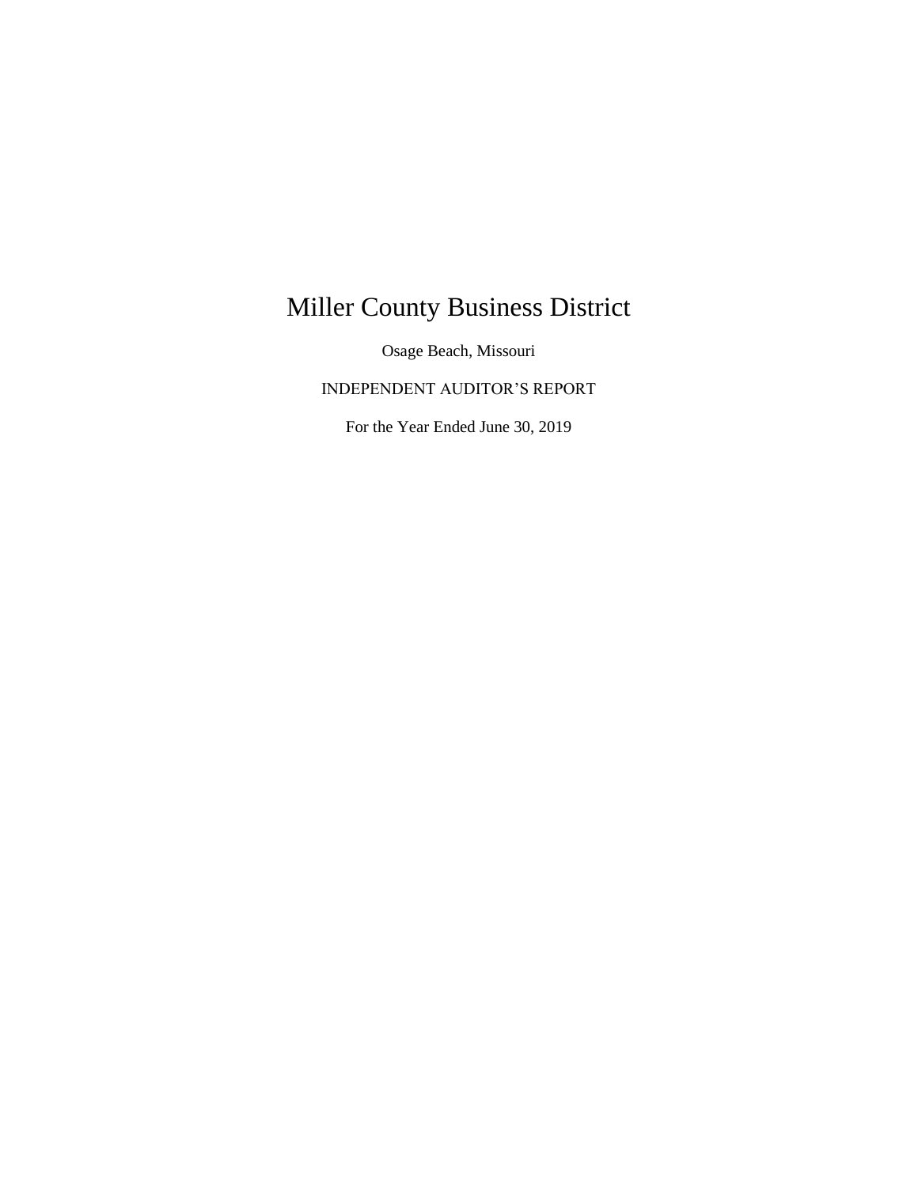# Miller County Business District

Osage Beach, Missouri

INDEPENDENT AUDITOR'S REPORT

For the Year Ended June 30, 2019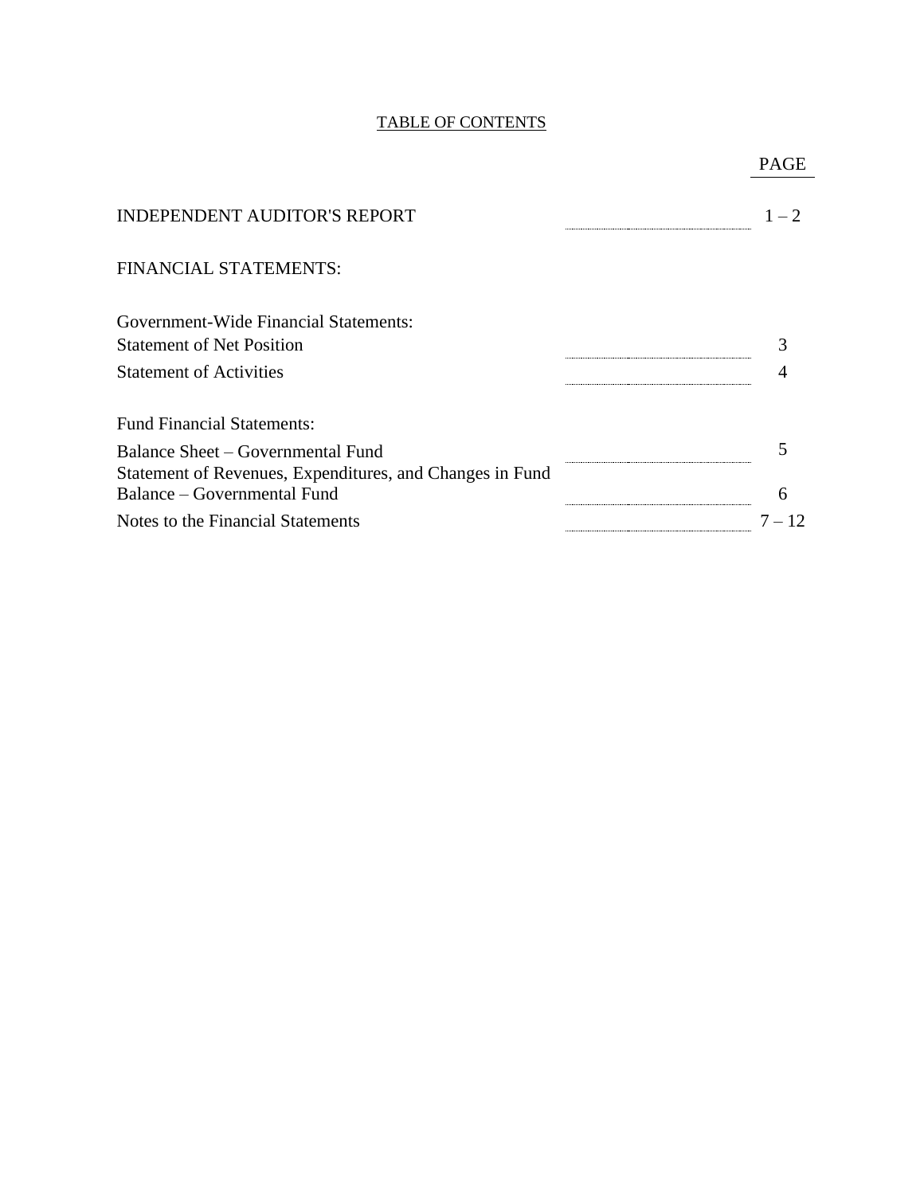# TABLE OF CONTENTS

| | PAGE |
|---|---|
| INDEPENDENT AUDITOR'S REPORT | 1 – 2 |
| **FINANCIAL STATEMENTS:** | |
| Government-Wide Financial Statements: | |
| Statement of Net Position | 3 |
| Statement of Activities | 4 |
| Fund Financial Statements: | |
| Balance Sheet – Governmental Fund | 5 |
| Statement of Revenues, Expenditures, and Changes in Fund Balance – Governmental Fund | 6 |
| Notes to the Financial Statements | 7 – 12 |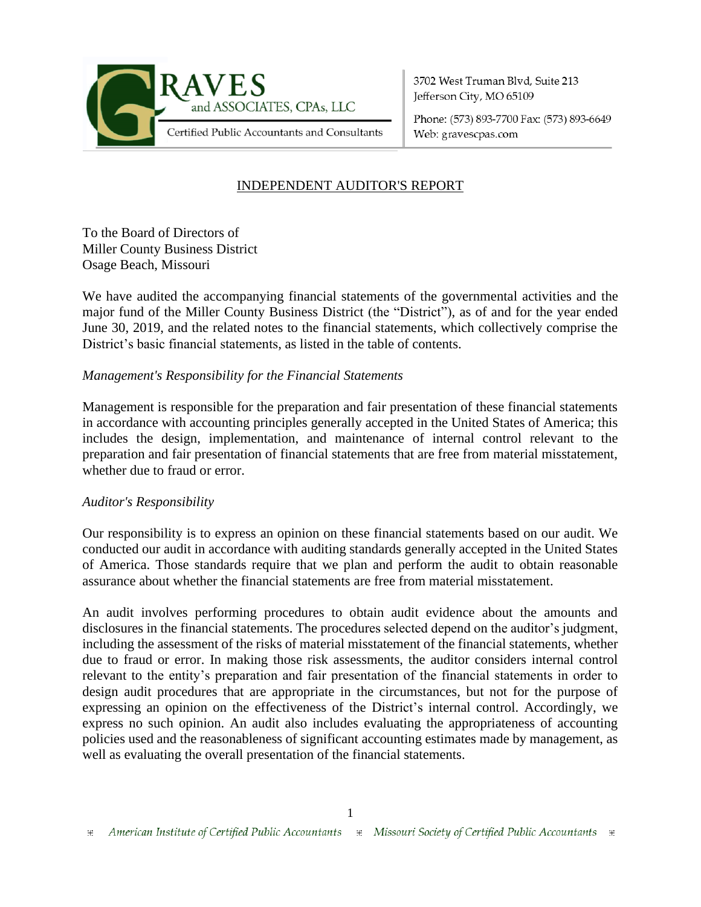GRAVES and ASSOCIATES, CPAs, LLC
Certified Public Accountants and Consultants

3702 West Truman Blvd, Suite 213
Jefferson City, MO 65109

Phone: (573) 893-7700 Fax: (573) 893-6649
Web: gravescpas.com

## INDEPENDENT AUDITOR'S REPORT

To the Board of Directors of
Miller County Business District
Osage Beach, Missouri

We have audited the accompanying financial statements of the governmental activities and the major fund of the Miller County Business District (the "District"), as of and for the year ended June 30, 2019, and the related notes to the financial statements, which collectively comprise the District's basic financial statements, as listed in the table of contents.

*Management's Responsibility for the Financial Statements*

Management is responsible for the preparation and fair presentation of these financial statements in accordance with accounting principles generally accepted in the United States of America; this includes the design, implementation, and maintenance of internal control relevant to the preparation and fair presentation of financial statements that are free from material misstatement, whether due to fraud or error.

*Auditor's Responsibility*

Our responsibility is to express an opinion on these financial statements based on our audit. We conducted our audit in accordance with auditing standards generally accepted in the United States of America. Those standards require that we plan and perform the audit to obtain reasonable assurance about whether the financial statements are free from material misstatement.

An audit involves performing procedures to obtain audit evidence about the amounts and disclosures in the financial statements. The procedures selected depend on the auditor's judgment, including the assessment of the risks of material misstatement of the financial statements, whether due to fraud or error. In making those risk assessments, the auditor considers internal control relevant to the entity's preparation and fair presentation of the financial statements in order to design audit procedures that are appropriate in the circumstances, but not for the purpose of expressing an opinion on the effectiveness of the District's internal control. Accordingly, we express no such opinion. An audit also includes evaluating the appropriateness of accounting policies used and the reasonableness of significant accounting estimates made by management, as well as evaluating the overall presentation of the financial statements.

American Institute of Certified Public Accountants · Missouri Society of Certified Public Accountants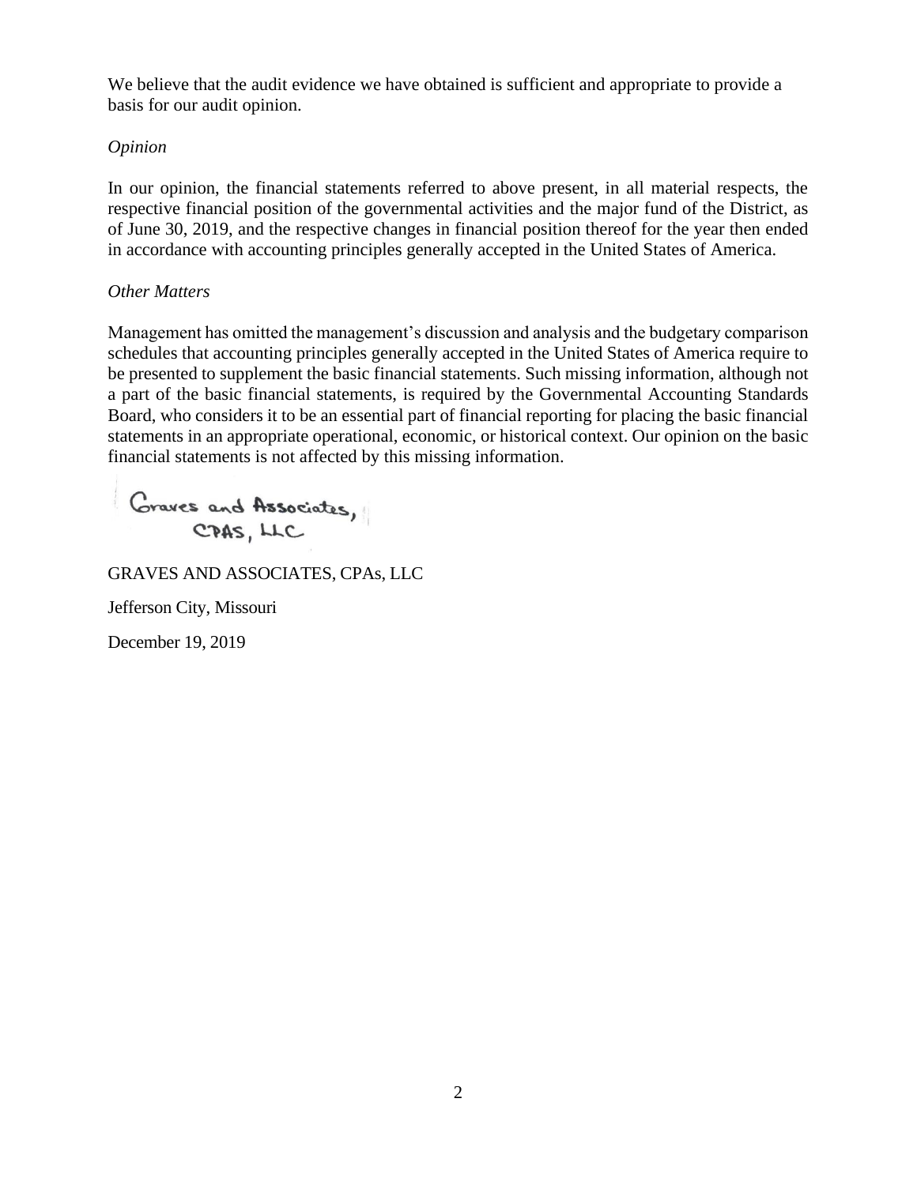We believe that the audit evidence we have obtained is sufficient and appropriate to provide a basis for our audit opinion.

*Opinion*

In our opinion, the financial statements referred to above present, in all material respects, the respective financial position of the governmental activities and the major fund of the District, as of June 30, 2019, and the respective changes in financial position thereof for the year then ended in accordance with accounting principles generally accepted in the United States of America.

*Other Matters*

Management has omitted the management's discussion and analysis and the budgetary comparison schedules that accounting principles generally accepted in the United States of America require to be presented to supplement the basic financial statements. Such missing information, although not a part of the basic financial statements, is required by the Governmental Accounting Standards Board, who considers it to be an essential part of financial reporting for placing the basic financial statements in an appropriate operational, economic, or historical context. Our opinion on the basic financial statements is not affected by this missing information.

Graves and Associates, CPAS, LLC

GRAVES AND ASSOCIATES, CPAs, LLC

Jefferson City, Missouri

December 19, 2019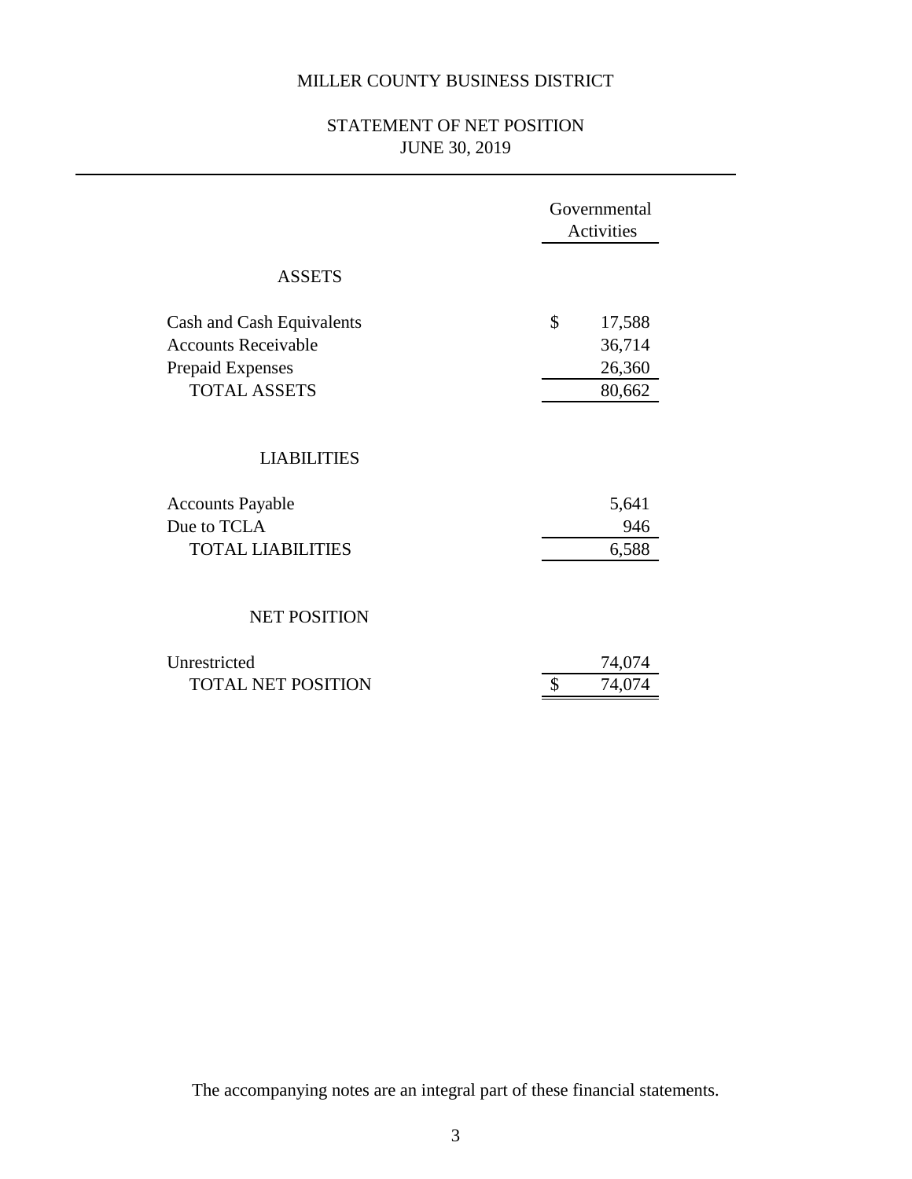# MILLER COUNTY BUSINESS DISTRICT

## STATEMENT OF NET POSITION
## JUNE 30, 2019

| | Governmental Activities |
|---|---|
| **ASSETS** | |
| Cash and Cash Equivalents | $ 17,588 |
| Accounts Receivable | 36,714 |
| Prepaid Expenses | 26,360 |
| TOTAL ASSETS | 80,662 |
| **LIABILITIES** | |
| Accounts Payable | 5,641 |
| Due to TCLA | 946 |
| TOTAL LIABILITIES | 6,588 |
| **NET POSITION** | |
| Unrestricted | 74,074 |
| TOTAL NET POSITION | $ 74,074 |

The accompanying notes are an integral part of these financial statements.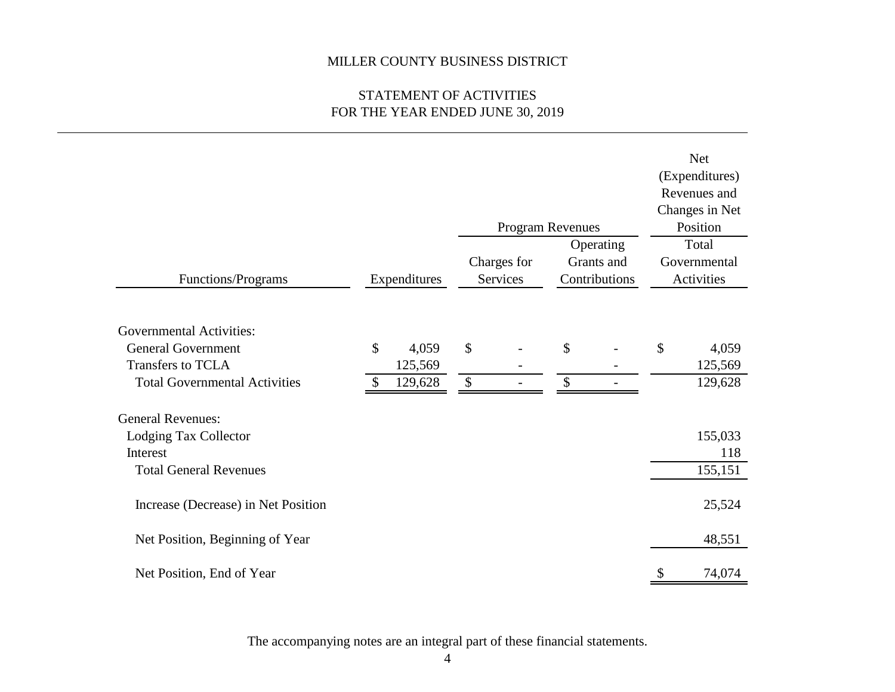MILLER COUNTY BUSINESS DISTRICT

STATEMENT OF ACTIVITIES
FOR THE YEAR ENDED JUNE 30, 2019

| | | Program Revenues | | Net (Expenditures) Revenues and Changes in Net Position |
|---|---|---|---|---|
| Functions/Programs | Expenditures | Charges for Services | Operating Grants and Contributions | Total Governmental Activities |
| Governmental Activities: | | | | |
| General Government | $ 4,059 | $ - | $ - | $ 4,059 |
| Transfers to TCLA | 125,569 | - | - | 125,569 |
| Total Governmental Activities | $ 129,628 | $ - | $ - | 129,628 |
| General Revenues: | | | | |
| Lodging Tax Collector | | | | 155,033 |
| Interest | | | | 118 |
| Total General Revenues | | | | 155,151 |
| Increase (Decrease) in Net Position | | | | 25,524 |
| Net Position, Beginning of Year | | | | 48,551 |
| Net Position, End of Year | | | | $ 74,074 |

The accompanying notes are an integral part of these financial statements.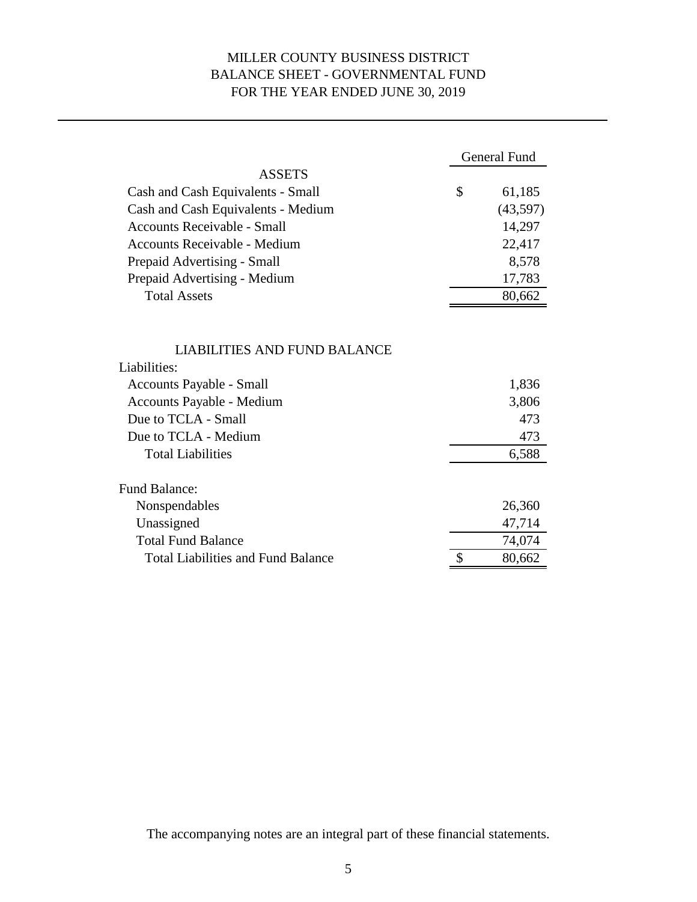# MILLER COUNTY BUSINESS DISTRICT
## BALANCE SHEET - GOVERNMENTAL FUND
## FOR THE YEAR ENDED JUNE 30, 2019

| | General Fund |
|---|---|
| **ASSETS** | |
| Cash and Cash Equivalents - Small | $ 61,185 |
| Cash and Cash Equivalents - Medium | (43,597) |
| Accounts Receivable - Small | 14,297 |
| Accounts Receivable - Medium | 22,417 |
| Prepaid Advertising - Small | 8,578 |
| Prepaid Advertising - Medium | 17,783 |
| Total Assets | 80,662 |
| | |
| **LIABILITIES AND FUND BALANCE** | |
| Liabilities: | |
| Accounts Payable - Small | 1,836 |
| Accounts Payable - Medium | 3,806 |
| Due to TCLA - Small | 473 |
| Due to TCLA - Medium | 473 |
| Total Liabilities | 6,588 |
| | |
| Fund Balance: | |
| Nonspendables | 26,360 |
| Unassigned | 47,714 |
| Total Fund Balance | 74,074 |
| Total Liabilities and Fund Balance | $ 80,662 |

The accompanying notes are an integral part of these financial statements.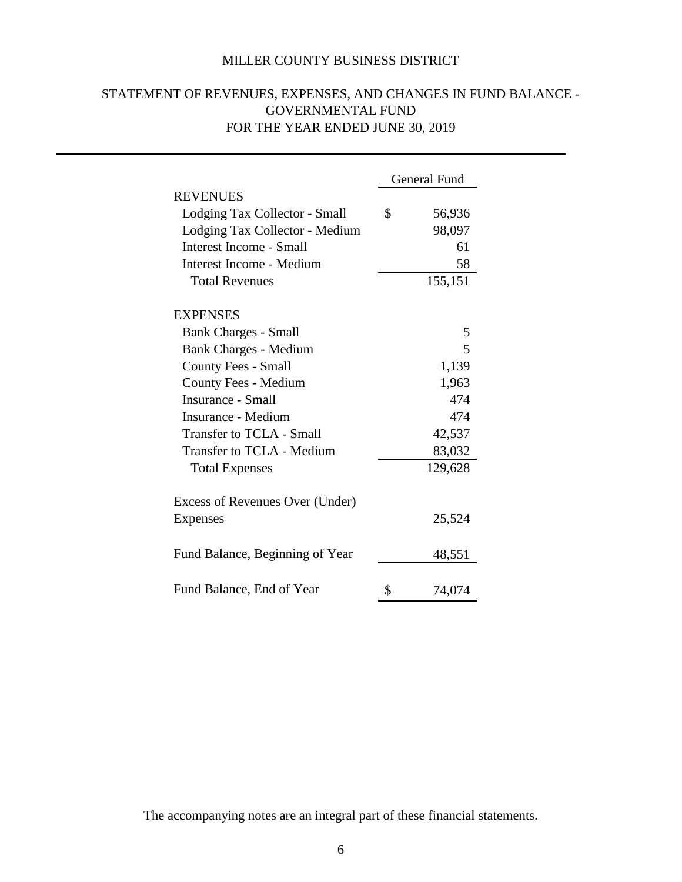# MILLER COUNTY BUSINESS DISTRICT

## STATEMENT OF REVENUES, EXPENSES, AND CHANGES IN FUND BALANCE - GOVERNMENTAL FUND
## FOR THE YEAR ENDED JUNE 30, 2019

| | General Fund |
|---|---|
| **REVENUES** | |
| Lodging Tax Collector - Small | $ 56,936 |
| Lodging Tax Collector - Medium | 98,097 |
| Interest Income - Small | 61 |
| Interest Income - Medium | 58 |
| Total Revenues | 155,151 |
| | |
| **EXPENSES** | |
| Bank Charges - Small | 5 |
| Bank Charges - Medium | 5 |
| County Fees - Small | 1,139 |
| County Fees - Medium | 1,963 |
| Insurance - Small | 474 |
| Insurance - Medium | 474 |
| Transfer to TCLA - Small | 42,537 |
| Transfer to TCLA - Medium | 83,032 |
| Total Expenses | 129,628 |
| | |
| Excess of Revenues Over (Under) Expenses | 25,524 |
| | |
| Fund Balance, Beginning of Year | 48,551 |
| | |
| Fund Balance, End of Year | $ 74,074 |

The accompanying notes are an integral part of these financial statements.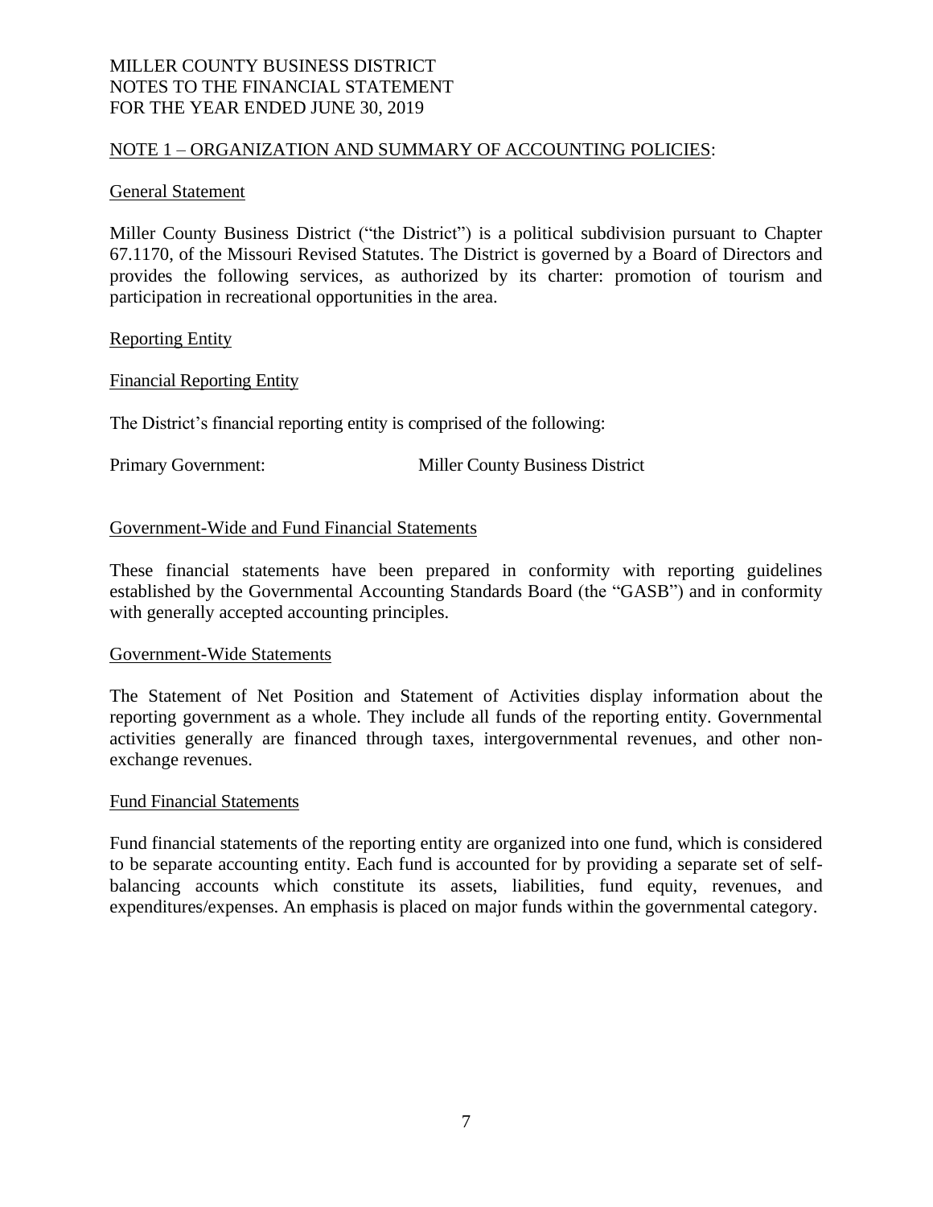MILLER COUNTY BUSINESS DISTRICT
NOTES TO THE FINANCIAL STATEMENT
FOR THE YEAR ENDED JUNE 30, 2019

## NOTE 1 – ORGANIZATION AND SUMMARY OF ACCOUNTING POLICIES:

### General Statement

Miller County Business District ("the District") is a political subdivision pursuant to Chapter 67.1170, of the Missouri Revised Statutes. The District is governed by a Board of Directors and provides the following services, as authorized by its charter: promotion of tourism and participation in recreational opportunities in the area.

### Reporting Entity

#### Financial Reporting Entity

The District's financial reporting entity is comprised of the following:

Primary Government: Miller County Business District

### Government-Wide and Fund Financial Statements

These financial statements have been prepared in conformity with reporting guidelines established by the Governmental Accounting Standards Board (the "GASB") and in conformity with generally accepted accounting principles.

#### Government-Wide Statements

The Statement of Net Position and Statement of Activities display information about the reporting government as a whole. They include all funds of the reporting entity. Governmental activities generally are financed through taxes, intergovernmental revenues, and other non-exchange revenues.

#### Fund Financial Statements

Fund financial statements of the reporting entity are organized into one fund, which is considered to be separate accounting entity. Each fund is accounted for by providing a separate set of self-balancing accounts which constitute its assets, liabilities, fund equity, revenues, and expenditures/expenses. An emphasis is placed on major funds within the governmental category.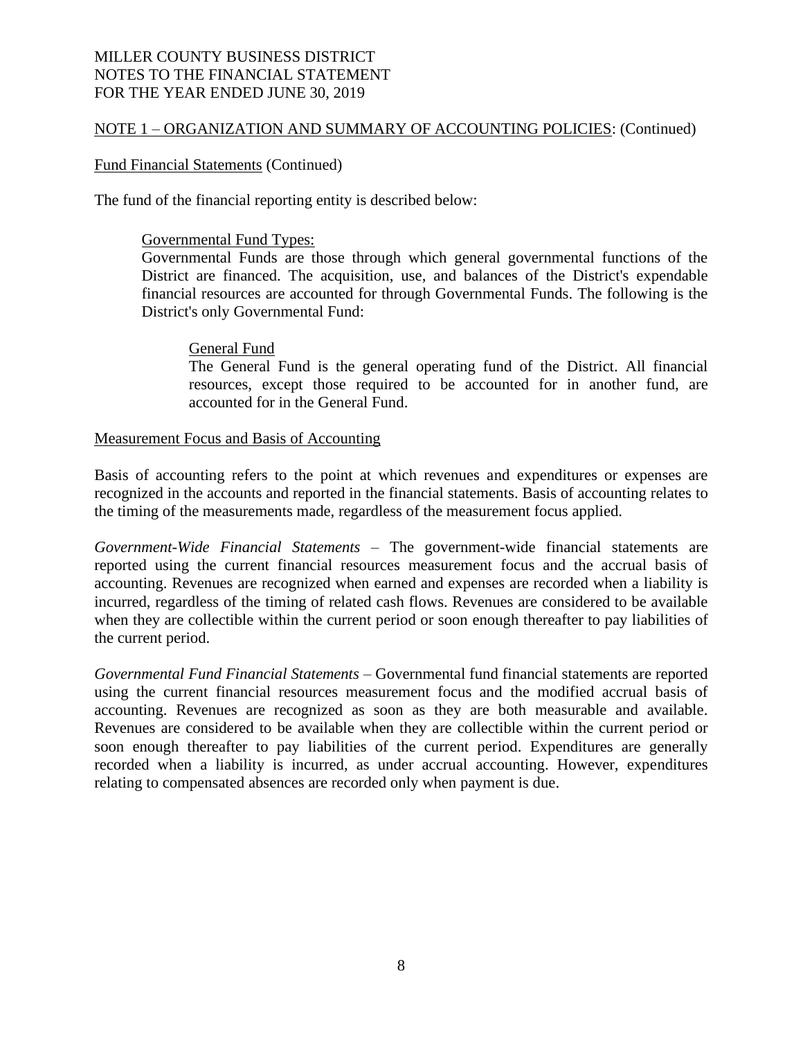MILLER COUNTY BUSINESS DISTRICT
NOTES TO THE FINANCIAL STATEMENT
FOR THE YEAR ENDED JUNE 30, 2019

NOTE 1 – ORGANIZATION AND SUMMARY OF ACCOUNTING POLICIES: (Continued)

Fund Financial Statements (Continued)

The fund of the financial reporting entity is described below:

Governmental Fund Types:
Governmental Funds are those through which general governmental functions of the District are financed. The acquisition, use, and balances of the District's expendable financial resources are accounted for through Governmental Funds. The following is the District's only Governmental Fund:

General Fund
The General Fund is the general operating fund of the District. All financial resources, except those required to be accounted for in another fund, are accounted for in the General Fund.

Measurement Focus and Basis of Accounting

Basis of accounting refers to the point at which revenues and expenditures or expenses are recognized in the accounts and reported in the financial statements. Basis of accounting relates to the timing of the measurements made, regardless of the measurement focus applied.

*Government-Wide Financial Statements* – The government-wide financial statements are reported using the current financial resources measurement focus and the accrual basis of accounting. Revenues are recognized when earned and expenses are recorded when a liability is incurred, regardless of the timing of related cash flows. Revenues are considered to be available when they are collectible within the current period or soon enough thereafter to pay liabilities of the current period.

*Governmental Fund Financial Statements* – Governmental fund financial statements are reported using the current financial resources measurement focus and the modified accrual basis of accounting. Revenues are recognized as soon as they are both measurable and available. Revenues are considered to be available when they are collectible within the current period or soon enough thereafter to pay liabilities of the current period. Expenditures are generally recorded when a liability is incurred, as under accrual accounting. However, expenditures relating to compensated absences are recorded only when payment is due.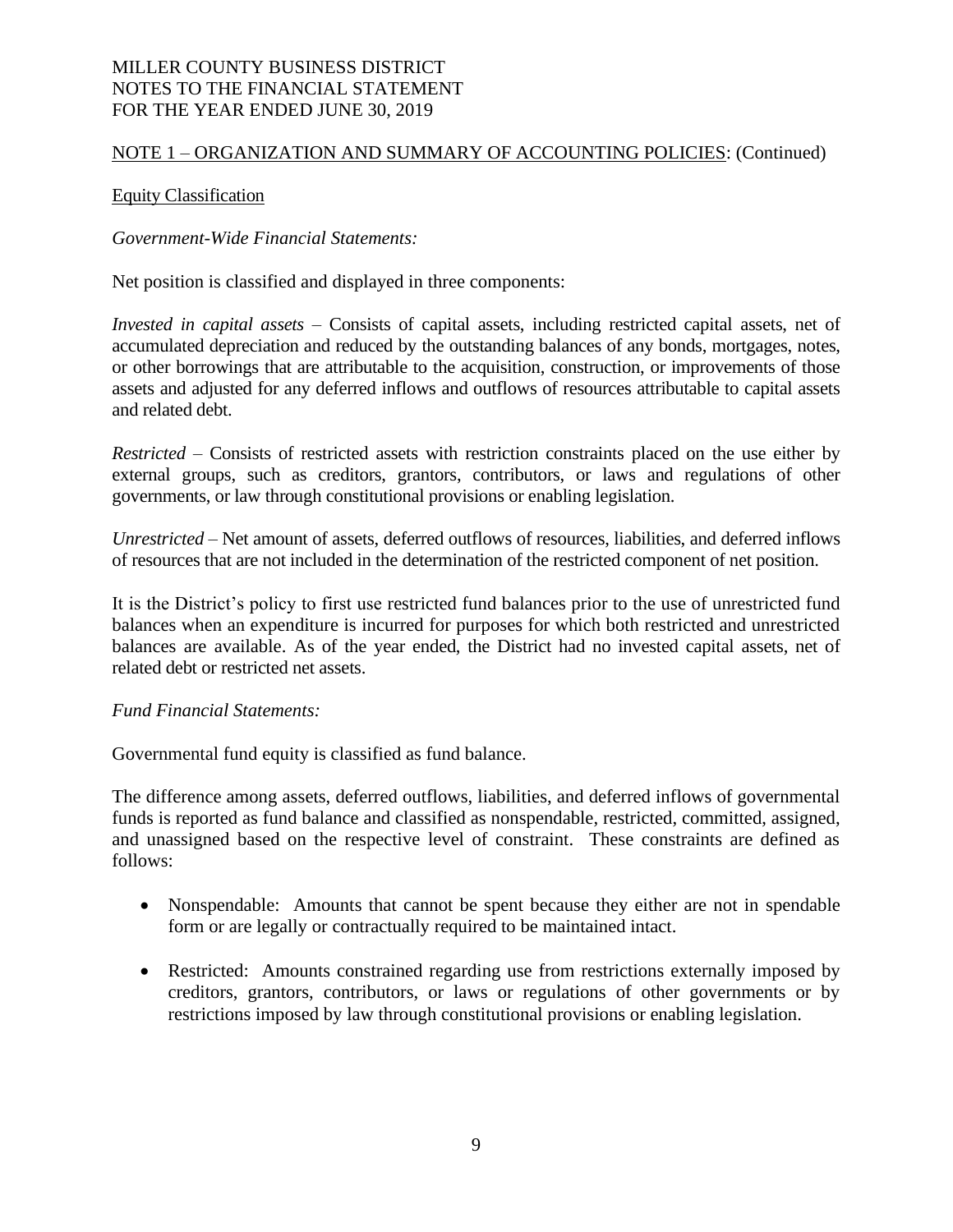MILLER COUNTY BUSINESS DISTRICT
NOTES TO THE FINANCIAL STATEMENT
FOR THE YEAR ENDED JUNE 30, 2019

NOTE 1 – ORGANIZATION AND SUMMARY OF ACCOUNTING POLICIES: (Continued)

Equity Classification

*Government-Wide Financial Statements:*

Net position is classified and displayed in three components:

*Invested in capital assets* – Consists of capital assets, including restricted capital assets, net of accumulated depreciation and reduced by the outstanding balances of any bonds, mortgages, notes, or other borrowings that are attributable to the acquisition, construction, or improvements of those assets and adjusted for any deferred inflows and outflows of resources attributable to capital assets and related debt.

*Restricted* – Consists of restricted assets with restriction constraints placed on the use either by external groups, such as creditors, grantors, contributors, or laws and regulations of other governments, or law through constitutional provisions or enabling legislation.

*Unrestricted* – Net amount of assets, deferred outflows of resources, liabilities, and deferred inflows of resources that are not included in the determination of the restricted component of net position.

It is the District's policy to first use restricted fund balances prior to the use of unrestricted fund balances when an expenditure is incurred for purposes for which both restricted and unrestricted balances are available. As of the year ended, the District had no invested capital assets, net of related debt or restricted net assets.

*Fund Financial Statements:*

Governmental fund equity is classified as fund balance.

The difference among assets, deferred outflows, liabilities, and deferred inflows of governmental funds is reported as fund balance and classified as nonspendable, restricted, committed, assigned, and unassigned based on the respective level of constraint. These constraints are defined as follows:

- Nonspendable: Amounts that cannot be spent because they either are not in spendable form or are legally or contractually required to be maintained intact.
- Restricted: Amounts constrained regarding use from restrictions externally imposed by creditors, grantors, contributors, or laws or regulations of other governments or by restrictions imposed by law through constitutional provisions or enabling legislation.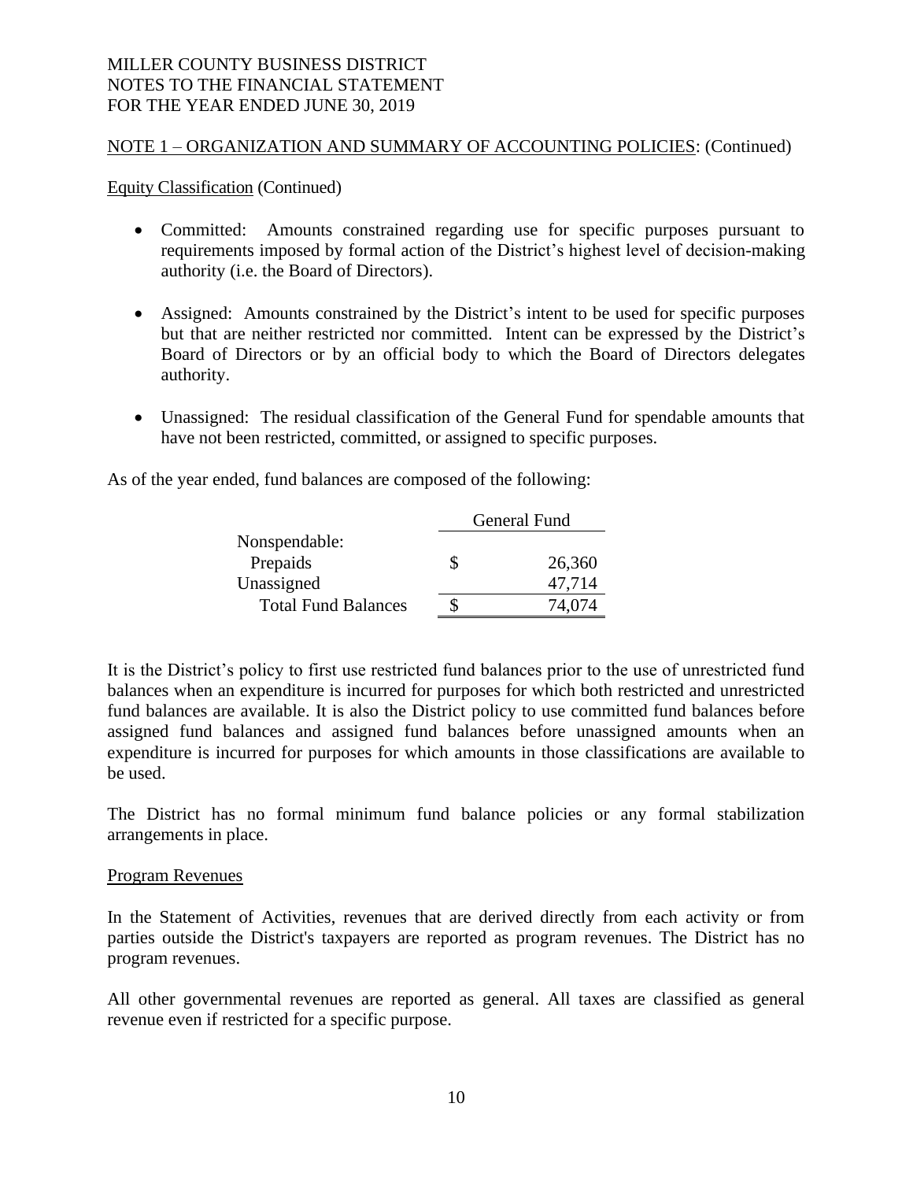MILLER COUNTY BUSINESS DISTRICT
NOTES TO THE FINANCIAL STATEMENT
FOR THE YEAR ENDED JUNE 30, 2019

## NOTE 1 – ORGANIZATION AND SUMMARY OF ACCOUNTING POLICIES: (Continued)

### Equity Classification (Continued)

- Committed: Amounts constrained regarding use for specific purposes pursuant to requirements imposed by formal action of the District's highest level of decision-making authority (i.e. the Board of Directors).
- Assigned: Amounts constrained by the District's intent to be used for specific purposes but that are neither restricted nor committed. Intent can be expressed by the District's Board of Directors or by an official body to which the Board of Directors delegates authority.
- Unassigned: The residual classification of the General Fund for spendable amounts that have not been restricted, committed, or assigned to specific purposes.

As of the year ended, fund balances are composed of the following:

| | General Fund |
|---|---|
| Nonspendable: | |
| Prepaids | $ 26,360 |
| Unassigned | 47,714 |
| Total Fund Balances | $ 74,074 |

It is the District's policy to first use restricted fund balances prior to the use of unrestricted fund balances when an expenditure is incurred for purposes for which both restricted and unrestricted fund balances are available. It is also the District policy to use committed fund balances before assigned fund balances and assigned fund balances before unassigned amounts when an expenditure is incurred for purposes for which amounts in those classifications are available to be used.

The District has no formal minimum fund balance policies or any formal stabilization arrangements in place.

### Program Revenues

In the Statement of Activities, revenues that are derived directly from each activity or from parties outside the District's taxpayers are reported as program revenues. The District has no program revenues.

All other governmental revenues are reported as general. All taxes are classified as general revenue even if restricted for a specific purpose.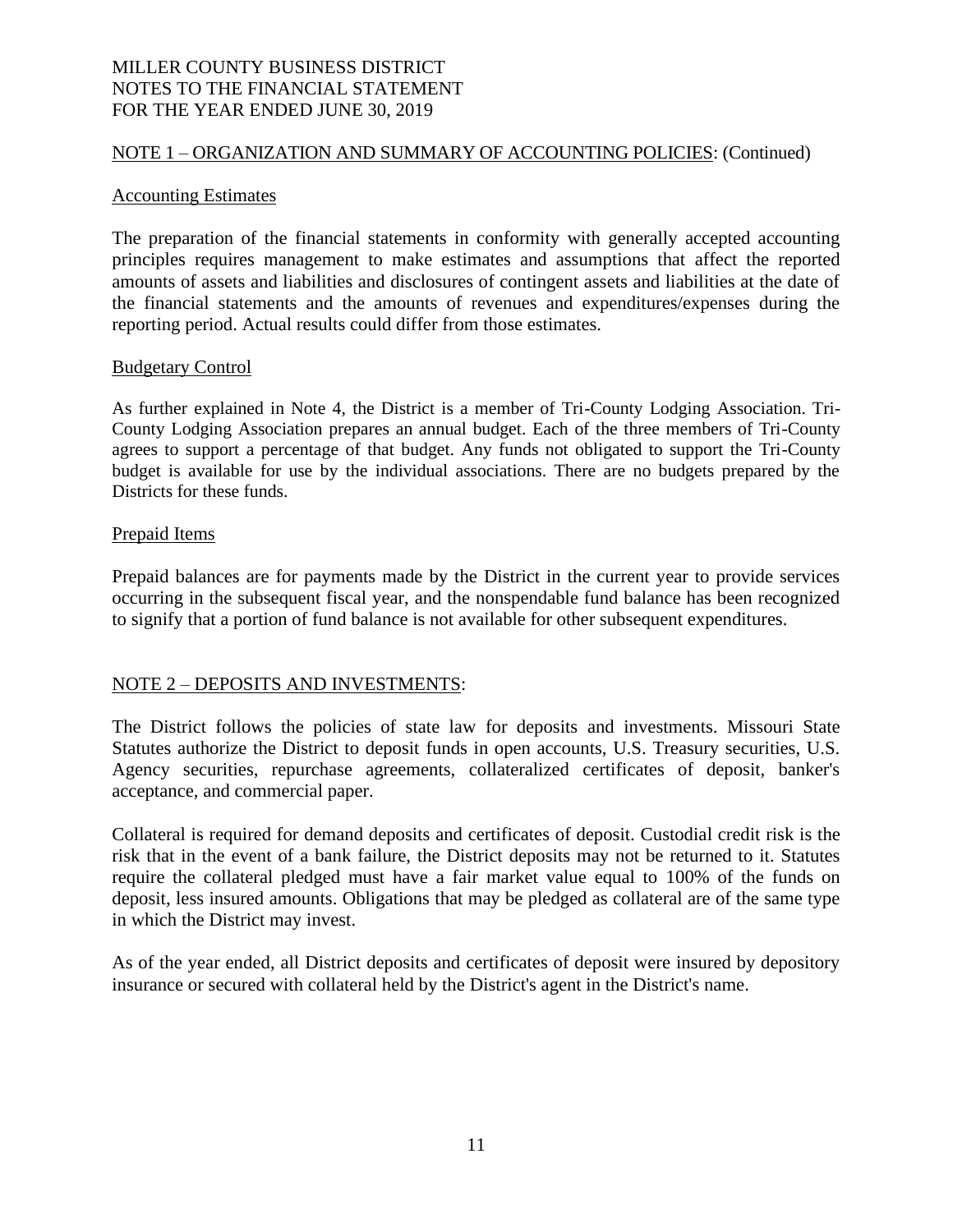MILLER COUNTY BUSINESS DISTRICT
NOTES TO THE FINANCIAL STATEMENT
FOR THE YEAR ENDED JUNE 30, 2019

## NOTE 1 – ORGANIZATION AND SUMMARY OF ACCOUNTING POLICIES: (Continued)

### Accounting Estimates

The preparation of the financial statements in conformity with generally accepted accounting principles requires management to make estimates and assumptions that affect the reported amounts of assets and liabilities and disclosures of contingent assets and liabilities at the date of the financial statements and the amounts of revenues and expenditures/expenses during the reporting period. Actual results could differ from those estimates.

### Budgetary Control

As further explained in Note 4, the District is a member of Tri-County Lodging Association. Tri-County Lodging Association prepares an annual budget. Each of the three members of Tri-County agrees to support a percentage of that budget. Any funds not obligated to support the Tri-County budget is available for use by the individual associations. There are no budgets prepared by the Districts for these funds.

### Prepaid Items

Prepaid balances are for payments made by the District in the current year to provide services occurring in the subsequent fiscal year, and the nonspendable fund balance has been recognized to signify that a portion of fund balance is not available for other subsequent expenditures.

## NOTE 2 – DEPOSITS AND INVESTMENTS:

The District follows the policies of state law for deposits and investments. Missouri State Statutes authorize the District to deposit funds in open accounts, U.S. Treasury securities, U.S. Agency securities, repurchase agreements, collateralized certificates of deposit, banker's acceptance, and commercial paper.

Collateral is required for demand deposits and certificates of deposit. Custodial credit risk is the risk that in the event of a bank failure, the District deposits may not be returned to it. Statutes require the collateral pledged must have a fair market value equal to 100% of the funds on deposit, less insured amounts. Obligations that may be pledged as collateral are of the same type in which the District may invest.

As of the year ended, all District deposits and certificates of deposit were insured by depository insurance or secured with collateral held by the District's agent in the District's name.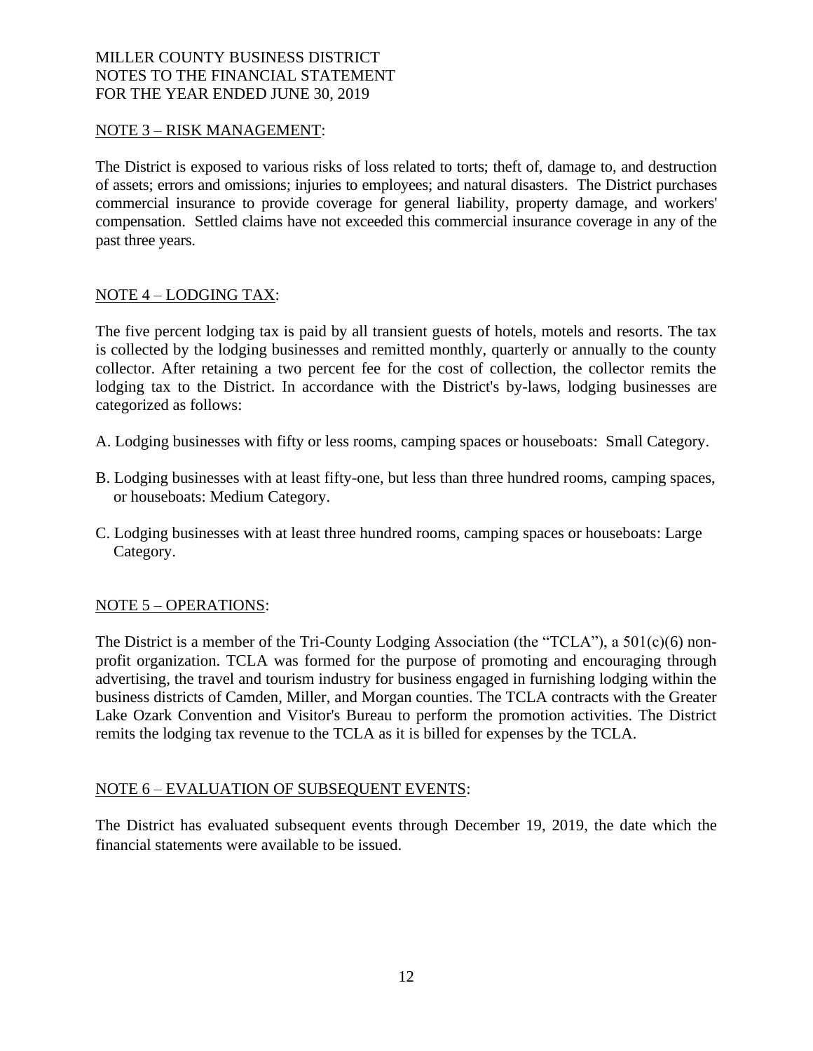MILLER COUNTY BUSINESS DISTRICT
NOTES TO THE FINANCIAL STATEMENT
FOR THE YEAR ENDED JUNE 30, 2019

## NOTE 3 – RISK MANAGEMENT:

The District is exposed to various risks of loss related to torts; theft of, damage to, and destruction of assets; errors and omissions; injuries to employees; and natural disasters. The District purchases commercial insurance to provide coverage for general liability, property damage, and workers' compensation. Settled claims have not exceeded this commercial insurance coverage in any of the past three years.

## NOTE 4 – LODGING TAX:

The five percent lodging tax is paid by all transient guests of hotels, motels and resorts. The tax is collected by the lodging businesses and remitted monthly, quarterly or annually to the county collector. After retaining a two percent fee for the cost of collection, the collector remits the lodging tax to the District. In accordance with the District's by-laws, lodging businesses are categorized as follows:

A. Lodging businesses with fifty or less rooms, camping spaces or houseboats: Small Category.

B. Lodging businesses with at least fifty-one, but less than three hundred rooms, camping spaces, or houseboats: Medium Category.

C. Lodging businesses with at least three hundred rooms, camping spaces or houseboats: Large Category.

## NOTE 5 – OPERATIONS:

The District is a member of the Tri-County Lodging Association (the "TCLA"), a 501(c)(6) non-profit organization. TCLA was formed for the purpose of promoting and encouraging through advertising, the travel and tourism industry for business engaged in furnishing lodging within the business districts of Camden, Miller, and Morgan counties. The TCLA contracts with the Greater Lake Ozark Convention and Visitor's Bureau to perform the promotion activities. The District remits the lodging tax revenue to the TCLA as it is billed for expenses by the TCLA.

## NOTE 6 – EVALUATION OF SUBSEQUENT EVENTS:

The District has evaluated subsequent events through December 19, 2019, the date which the financial statements were available to be issued.